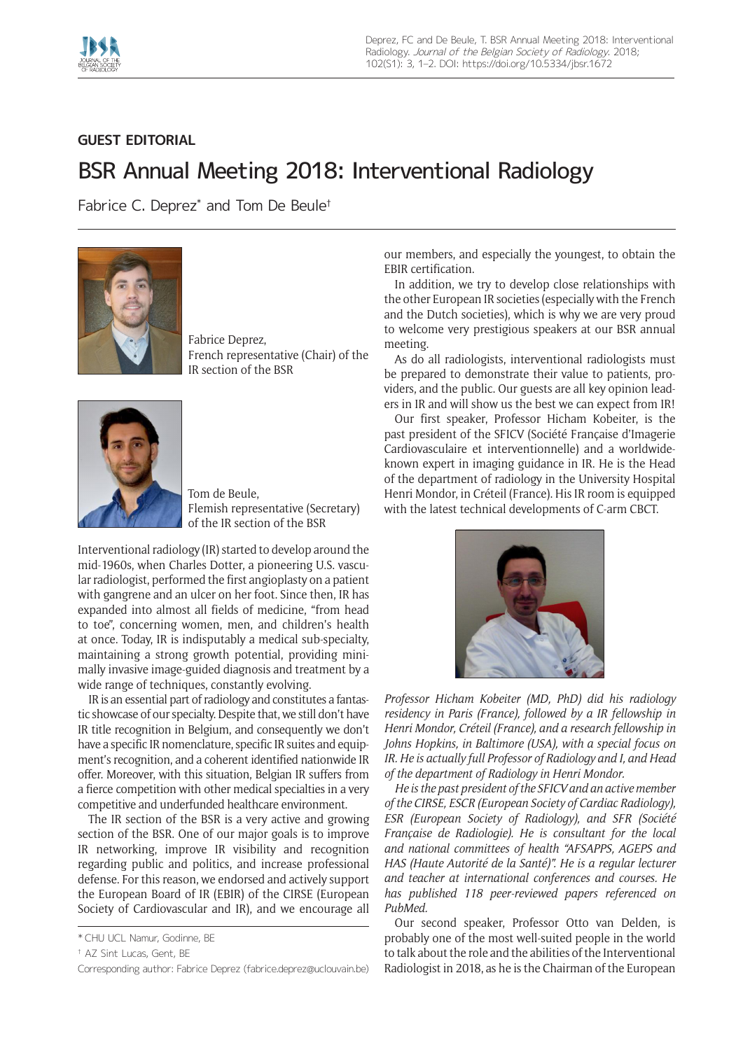**GUEST EDITORIAL**

# BSR Annual Meeting 2018: Interventional Radiology

Fabrice C. Deprez* and Tom De Beule†

Fabrice Deprez,
French representative (Chair) of the IR section of the BSR

Tom de Beule,
Flemish representative (Secretary) of the IR section of the BSR

Interventional radiology (IR) started to develop around the mid-1960s, when Charles Dotter, a pioneering U.S. vascular radiologist, performed the first angioplasty on a patient with gangrene and an ulcer on her foot. Since then, IR has expanded into almost all fields of medicine, "from head to toe", concerning women, men, and children's health at once. Today, IR is indisputably a medical sub-specialty, maintaining a strong growth potential, providing minimally invasive image-guided diagnosis and treatment by a wide range of techniques, constantly evolving.

IR is an essential part of radiology and constitutes a fantastic showcase of our specialty. Despite that, we still don't have IR title recognition in Belgium, and consequently we don't have a specific IR nomenclature, specific IR suites and equipment's recognition, and a coherent identified nationwide IR offer. Moreover, with this situation, Belgian IR suffers from a fierce competition with other medical specialties in a very competitive and underfunded healthcare environment.

The IR section of the BSR is a very active and growing section of the BSR. One of our major goals is to improve IR networking, improve IR visibility and recognition regarding public and politics, and increase professional defense. For this reason, we endorsed and actively support the European Board of IR (EBIR) of the CIRSE (European Society of Cardiovascular and IR), and we encourage all our members, and especially the youngest, to obtain the EBIR certification.

In addition, we try to develop close relationships with the other European IR societies (especially with the French and the Dutch societies), which is why we are very proud to welcome very prestigious speakers at our BSR annual meeting.

As do all radiologists, interventional radiologists must be prepared to demonstrate their value to patients, providers, and the public. Our guests are all key opinion leaders in IR and will show us the best we can expect from IR!

Our first speaker, Professor Hicham Kobeiter, is the past president of the SFICV (Société Française d'Imagerie Cardiovasculaire et interventionnelle) and a worldwide-known expert in imaging guidance in IR. He is the Head of the department of radiology in the University Hospital Henri Mondor, in Créteil (France). His IR room is equipped with the latest technical developments of C-arm CBCT.

*Professor Hicham Kobeiter (MD, PhD) did his radiology residency in Paris (France), followed by a IR fellowship in Henri Mondor, Créteil (France), and a research fellowship in Johns Hopkins, in Baltimore (USA), with a special focus on IR. He is actually full Professor of Radiology and I, and Head of the department of Radiology in Henri Mondor.*

*He is the past president of the SFICV and an active member of the CIRSE, ESCR (European Society of Cardiac Radiology), ESR (European Society of Radiology), and SFR (Société Française de Radiologie). He is consultant for the local and national committees of health "AFSAPPS, AGEPS and HAS (Haute Autorité de la Santé)". He is a regular lecturer and teacher at international conferences and courses. He has published 118 peer-reviewed papers referenced on PubMed.*

Our second speaker, Professor Otto van Delden, is probably one of the most well-suited people in the world to talk about the role and the abilities of the Interventional Radiologist in 2018, as he is the Chairman of the European

---

* CHU UCL Namur, Godinne, BE

† AZ Sint Lucas, Gent, BE

Corresponding author: Fabrice Deprez (fabrice.deprez@uclouvain.be)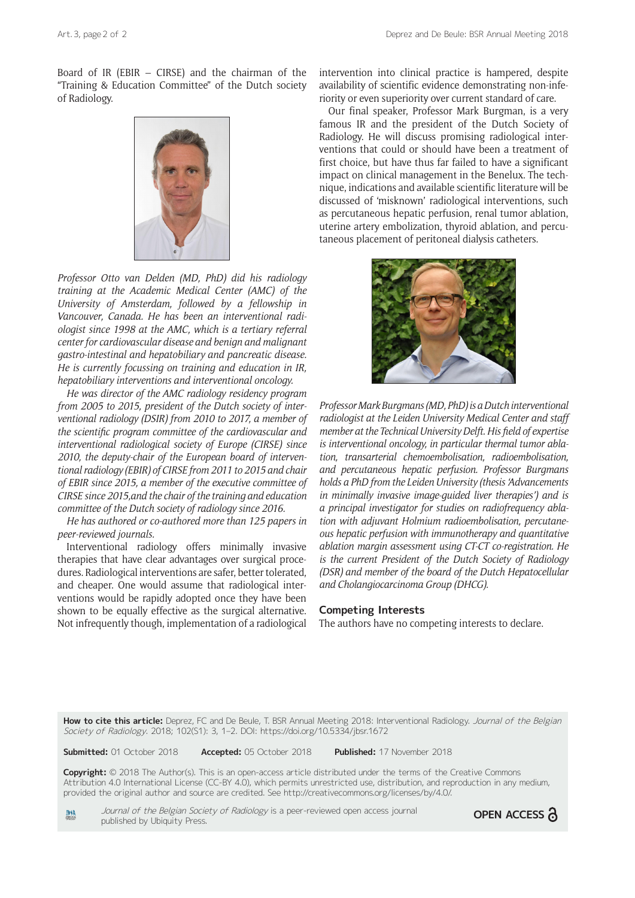Board of IR (EBIR – CIRSE) and the chairman of the "Training & Education Committee" of the Dutch society of Radiology.

*Professor Otto van Delden (MD, PhD) did his radiology training at the Academic Medical Center (AMC) of the University of Amsterdam, followed by a fellowship in Vancouver, Canada. He has been an interventional radiologist since 1998 at the AMC, which is a tertiary referral center for cardiovascular disease and benign and malignant gastro-intestinal and hepatobiliary and pancreatic disease. He is currently focussing on training and education in IR, hepatobiliary interventions and interventional oncology.*

*He was director of the AMC radiology residency program from 2005 to 2015, president of the Dutch society of interventional radiology (DSIR) from 2010 to 2017, a member of the scientific program committee of the cardiovascular and interventional radiological society of Europe (CIRSE) since 2010, the deputy-chair of the European board of interventional radiology (EBIR) of CIRSE from 2011 to 2015 and chair of EBIR since 2015, a member of the executive committee of CIRSE since 2015,and the chair of the training and education committee of the Dutch society of radiology since 2016.*

*He has authored or co-authored more than 125 papers in peer-reviewed journals.*

Interventional radiology offers minimally invasive therapies that have clear advantages over surgical procedures. Radiological interventions are safer, better tolerated, and cheaper. One would assume that radiological interventions would be rapidly adopted once they have been shown to be equally effective as the surgical alternative. Not infrequently though, implementation of a radiological intervention into clinical practice is hampered, despite availability of scientific evidence demonstrating non-inferiority or even superiority over current standard of care.

Our final speaker, Professor Mark Burgman, is a very famous IR and the president of the Dutch Society of Radiology. He will discuss promising radiological interventions that could or should have been a treatment of first choice, but have thus far failed to have a significant impact on clinical management in the Benelux. The technique, indications and available scientific literature will be discussed of 'misknown' radiological interventions, such as percutaneous hepatic perfusion, renal tumor ablation, uterine artery embolization, thyroid ablation, and percutaneous placement of peritoneal dialysis catheters.

*Professor Mark Burgmans (MD, PhD) is a Dutch interventional radiologist at the Leiden University Medical Center and staff member at the Technical University Delft. His field of expertise is interventional oncology, in particular thermal tumor ablation, transarterial chemoembolisation, radioembolisation, and percutaneous hepatic perfusion. Professor Burgmans holds a PhD from the Leiden University (thesis 'Advancements in minimally invasive image-guided liver therapies') and is a principal investigator for studies on radiofrequency ablation with adjuvant Holmium radioembolisation, percutaneous hepatic perfusion with immunotherapy and quantitative ablation margin assessment using CT-CT co-registration. He is the current President of the Dutch Society of Radiology (DSR) and member of the board of the Dutch Hepatocellular and Cholangiocarcinoma Group (DHCG).*

## Competing Interests

The authors have no competing interests to declare.

**How to cite this article:** Deprez, FC and De Beule, T. BSR Annual Meeting 2018: Interventional Radiology. *Journal of the Belgian Society of Radiology*. 2018; 102(S1): 3, 1–2. DOI: https://doi.org/10.5334/jbsr.1672

**Submitted:** 01 October 2018 **Accepted:** 05 October 2018 **Published:** 17 November 2018

**Copyright:** © 2018 The Author(s). This is an open-access article distributed under the terms of the Creative Commons Attribution 4.0 International License (CC-BY 4.0), which permits unrestricted use, distribution, and reproduction in any medium, provided the original author and source are credited. See http://creativecommons.org/licenses/by/4.0/.

*Journal of the Belgian Society of Radiology* is a peer-reviewed open access journal published by Ubiquity Press.

OPEN ACCESS